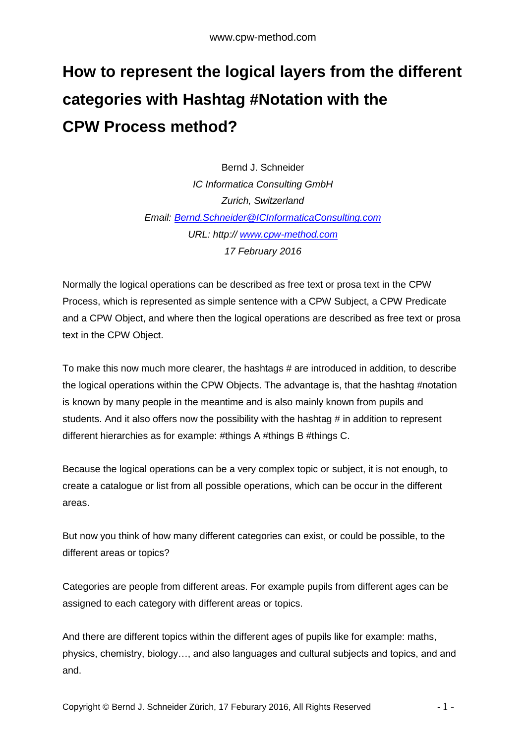# How to represent the logical layers from the different categories with Hashtag #Notation with the CPW Process method?

Bernd J. Schneider
*IC Informatica Consulting GmbH*
*Zurich, Switzerland*
*Email: Bernd.Schneider@ICInformaticaConsulting.com*
*URL: http:// www.cpw-method.com*
*17 February 2016*

Normally the logical operations can be described as free text or prosa text in the CPW Process, which is represented as simple sentence with a CPW Subject, a CPW Predicate and a CPW Object, and where then the logical operations are described as free text or prosa text in the CPW Object.

To make this now much more clearer, the hashtags # are introduced in addition, to describe the logical operations within the CPW Objects. The advantage is, that the hashtag #notation is known by many people in the meantime and is also mainly known from pupils and students. And it also offers now the possibility with the hashtag # in addition to represent different hierarchies as for example: #things A #things B #things C.

Because the logical operations can be a very complex topic or subject, it is not enough, to create a catalogue or list from all possible operations, which can be occur in the different areas.

But now you think of how many different categories can exist, or could be possible, to the different areas or topics?

Categories are people from different areas. For example pupils from different ages can be assigned to each category with different areas or topics.

And there are different topics within the different ages of pupils like for example: maths, physics, chemistry, biology…, and also languages and cultural subjects and topics, and and and.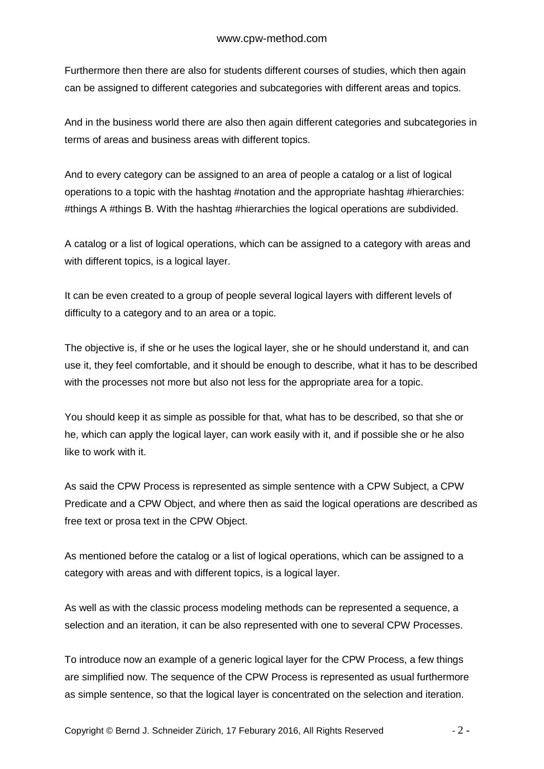Furthermore then there are also for students different courses of studies, which then again can be assigned to different categories and subcategories with different areas and topics.

And in the business world there are also then again different categories and subcategories in terms of areas and business areas with different topics.

And to every category can be assigned to an area of people a catalog or a list of logical operations to a topic with the hashtag #notation and the appropriate hashtag #hierarchies: #things A #things B. With the hashtag #hierarchies the logical operations are subdivided.

A catalog or a list of logical operations, which can be assigned to a category with areas and with different topics, is a logical layer.

It can be even created to a group of people several logical layers with different levels of difficulty to a category and to an area or a topic.

The objective is, if she or he uses the logical layer, she or he should understand it, and can use it, they feel comfortable, and it should be enough to describe, what it has to be described with the processes not more but also not less for the appropriate area for a topic.

You should keep it as simple as possible for that, what has to be described, so that she or he, which can apply the logical layer, can work easily with it, and if possible she or he also like to work with it.

As said the CPW Process is represented as simple sentence with a CPW Subject, a CPW Predicate and a CPW Object, and where then as said the logical operations are described as free text or prosa text in the CPW Object.

As mentioned before the catalog or a list of logical operations, which can be assigned to a category with areas and with different topics, is a logical layer.

As well as with the classic process modeling methods can be represented a sequence, a selection and an iteration, it can be also represented with one to several CPW Processes.

To introduce now an example of a generic logical layer for the CPW Process, a few things are simplified now. The sequence of the CPW Process is represented as usual furthermore as simple sentence, so that the logical layer is concentrated on the selection and iteration.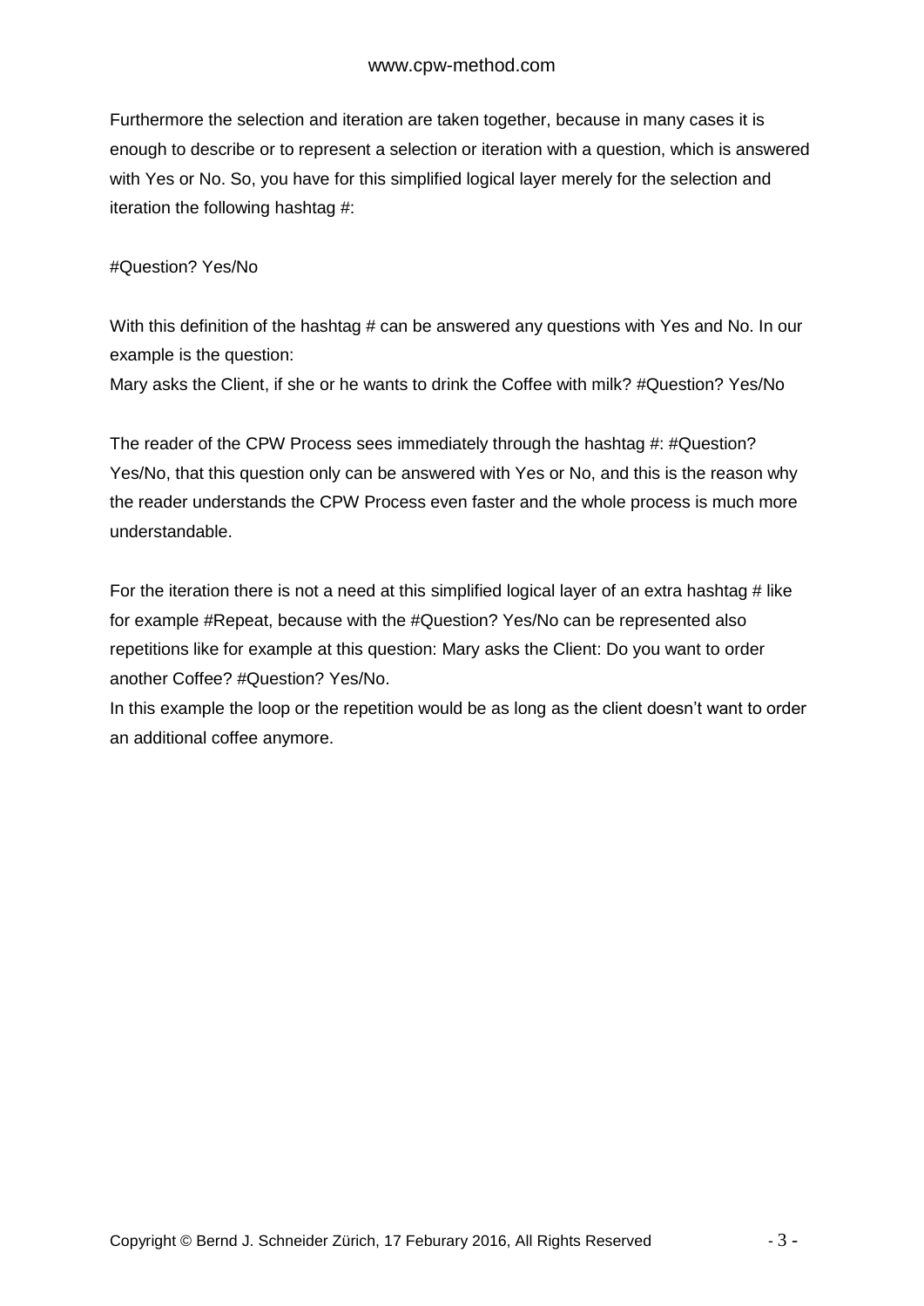Furthermore the selection and iteration are taken together, because in many cases it is enough to describe or to represent a selection or iteration with a question, which is answered with Yes or No. So, you have for this simplified logical layer merely for the selection and iteration the following hashtag #:

#Question? Yes/No

With this definition of the hashtag # can be answered any questions with Yes and No. In our example is the question:
Mary asks the Client, if she or he wants to drink the Coffee with milk? #Question? Yes/No

The reader of the CPW Process sees immediately through the hashtag #: #Question? Yes/No, that this question only can be answered with Yes or No, and this is the reason why the reader understands the CPW Process even faster and the whole process is much more understandable.

For the iteration there is not a need at this simplified logical layer of an extra hashtag # like for example #Repeat, because with the #Question? Yes/No can be represented also repetitions like for example at this question: Mary asks the Client: Do you want to order another Coffee? #Question? Yes/No.
In this example the loop or the repetition would be as long as the client doesn't want to order an additional coffee anymore.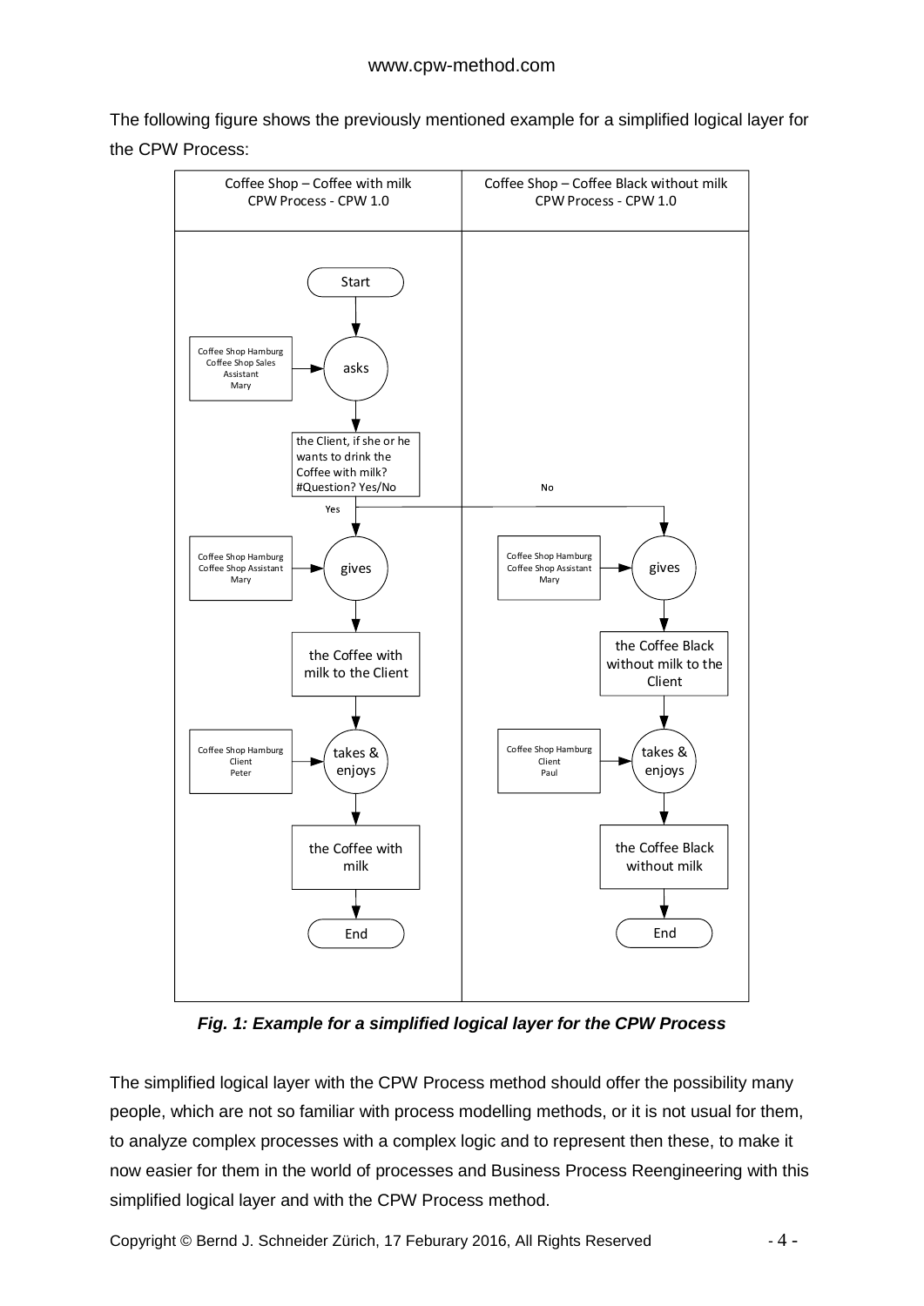The following figure shows the previously mentioned example for a simplified logical layer for the CPW Process:

| Coffee Shop – Coffee with milk<br>CPW Process - CPW 1.0 | Coffee Shop – Coffee Black without milk<br>CPW Process - CPW 1.0 |
|---|---|
| Start | |
| Coffee Shop Hamburg Coffee Shop Sales Assistant Mary → asks | |
| the Client, if she or he wants to drink the Coffee with milk? #Question? Yes/No | No |
| Yes | |
| Coffee Shop Hamburg Coffee Shop Assistant Mary → gives | Coffee Shop Hamburg Coffee Shop Assistant Mary → gives |
| the Coffee with milk to the Client | the Coffee Black without milk to the Client |
| Coffee Shop Hamburg Client Peter → takes & enjoys | Coffee Shop Hamburg Client Paul → takes & enjoys |
| the Coffee with milk | the Coffee Black without milk |
| End | End |

***Fig. 1: Example for a simplified logical layer for the CPW Process***

The simplified logical layer with the CPW Process method should offer the possibility many people, which are not so familiar with process modelling methods, or it is not usual for them, to analyze complex processes with a complex logic and to represent then these, to make it now easier for them in the world of processes and Business Process Reengineering with this simplified logical layer and with the CPW Process method.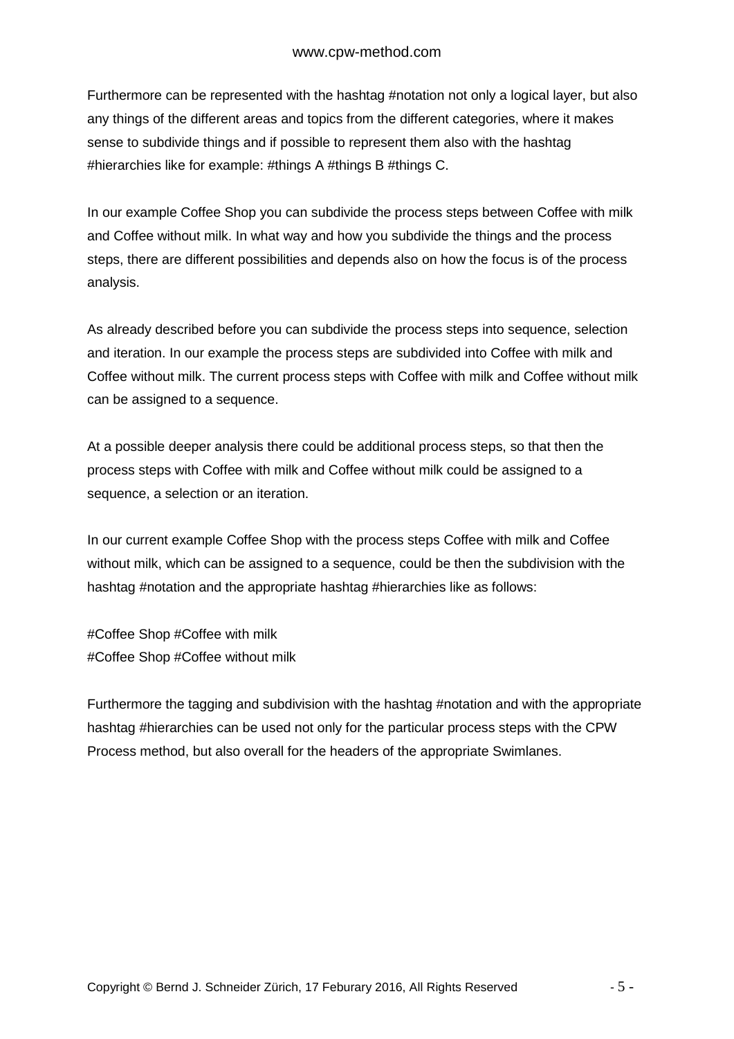Furthermore can be represented with the hashtag #notation not only a logical layer, but also any things of the different areas and topics from the different categories, where it makes sense to subdivide things and if possible to represent them also with the hashtag #hierarchies like for example: #things A #things B #things C.

In our example Coffee Shop you can subdivide the process steps between Coffee with milk and Coffee without milk. In what way and how you subdivide the things and the process steps, there are different possibilities and depends also on how the focus is of the process analysis.

As already described before you can subdivide the process steps into sequence, selection and iteration. In our example the process steps are subdivided into Coffee with milk and Coffee without milk. The current process steps with Coffee with milk and Coffee without milk can be assigned to a sequence.

At a possible deeper analysis there could be additional process steps, so that then the process steps with Coffee with milk and Coffee without milk could be assigned to a sequence, a selection or an iteration.

In our current example Coffee Shop with the process steps Coffee with milk and Coffee without milk, which can be assigned to a sequence, could be then the subdivision with the hashtag #notation and the appropriate hashtag #hierarchies like as follows:

#Coffee Shop #Coffee with milk
#Coffee Shop #Coffee without milk

Furthermore the tagging and subdivision with the hashtag #notation and with the appropriate hashtag #hierarchies can be used not only for the particular process steps with the CPW Process method, but also overall for the headers of the appropriate Swimlanes.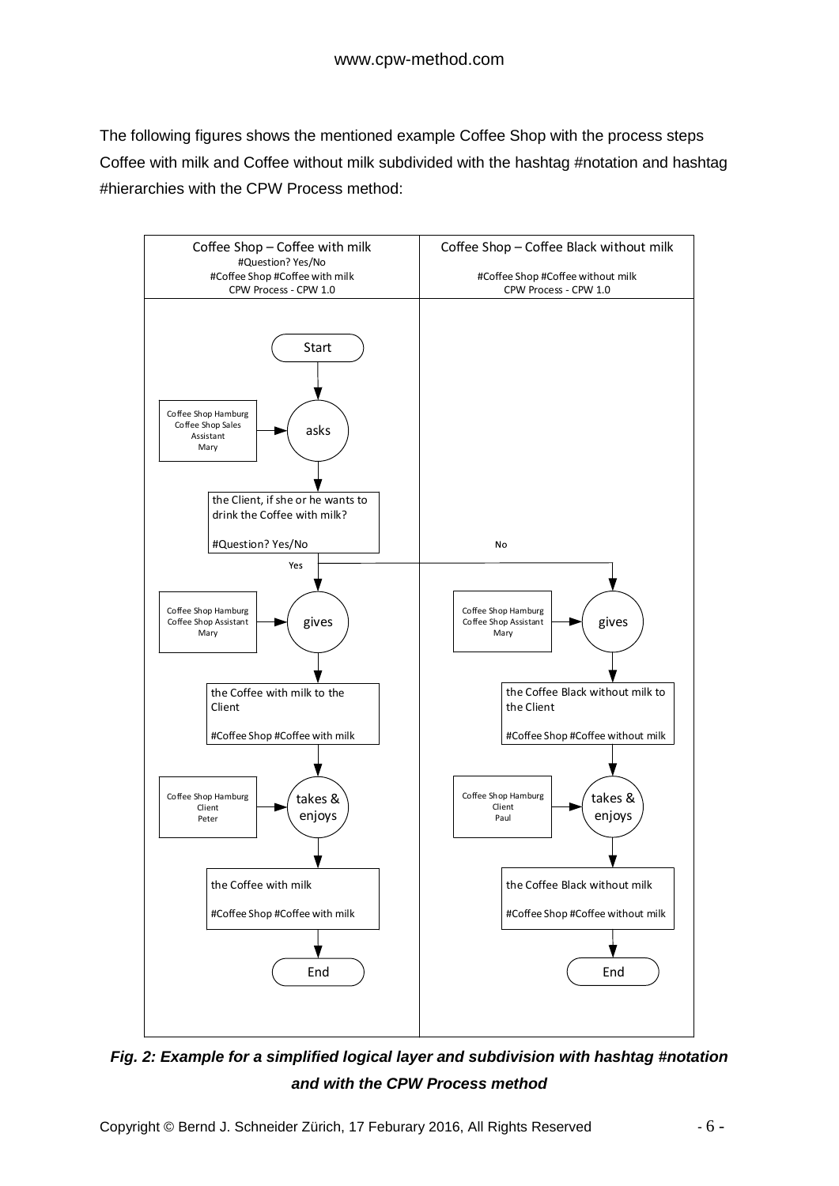The following figures shows the mentioned example Coffee Shop with the process steps Coffee with milk and Coffee without milk subdivided with the hashtag #notation and hashtag #hierarchies with the CPW Process method:

| Coffee Shop – Coffee with milk<br>#Question? Yes/No<br>#Coffee Shop #Coffee with milk<br>CPW Process - CPW 1.0 | Coffee Shop – Coffee Black without milk<br><br>#Coffee Shop #Coffee without milk<br>CPW Process - CPW 1.0 |
| --- | --- |
| Start | |
| Coffee Shop Hamburg<br>Coffee Shop Sales Assistant<br>Mary → **asks** | |
| the Client, if she or he wants to drink the Coffee with milk?<br><br>#Question? Yes/No | |
| Yes | No |
| Coffee Shop Hamburg<br>Coffee Shop Assistant<br>Mary → **gives** | Coffee Shop Hamburg<br>Coffee Shop Assistant<br>Mary → **gives** |
| the Coffee with milk to the Client<br><br>#Coffee Shop #Coffee with milk | the Coffee Black without milk to the Client<br><br>#Coffee Shop #Coffee without milk |
| Coffee Shop Hamburg<br>Client<br>Peter → **takes & enjoys** | Coffee Shop Hamburg<br>Client<br>Paul → **takes & enjoys** |
| the Coffee with milk<br><br>#Coffee Shop #Coffee with milk | the Coffee Black without milk<br><br>#Coffee Shop #Coffee without milk |
| End | End |

***Fig. 2: Example for a simplified logical layer and subdivision with hashtag #notation and with the CPW Process method***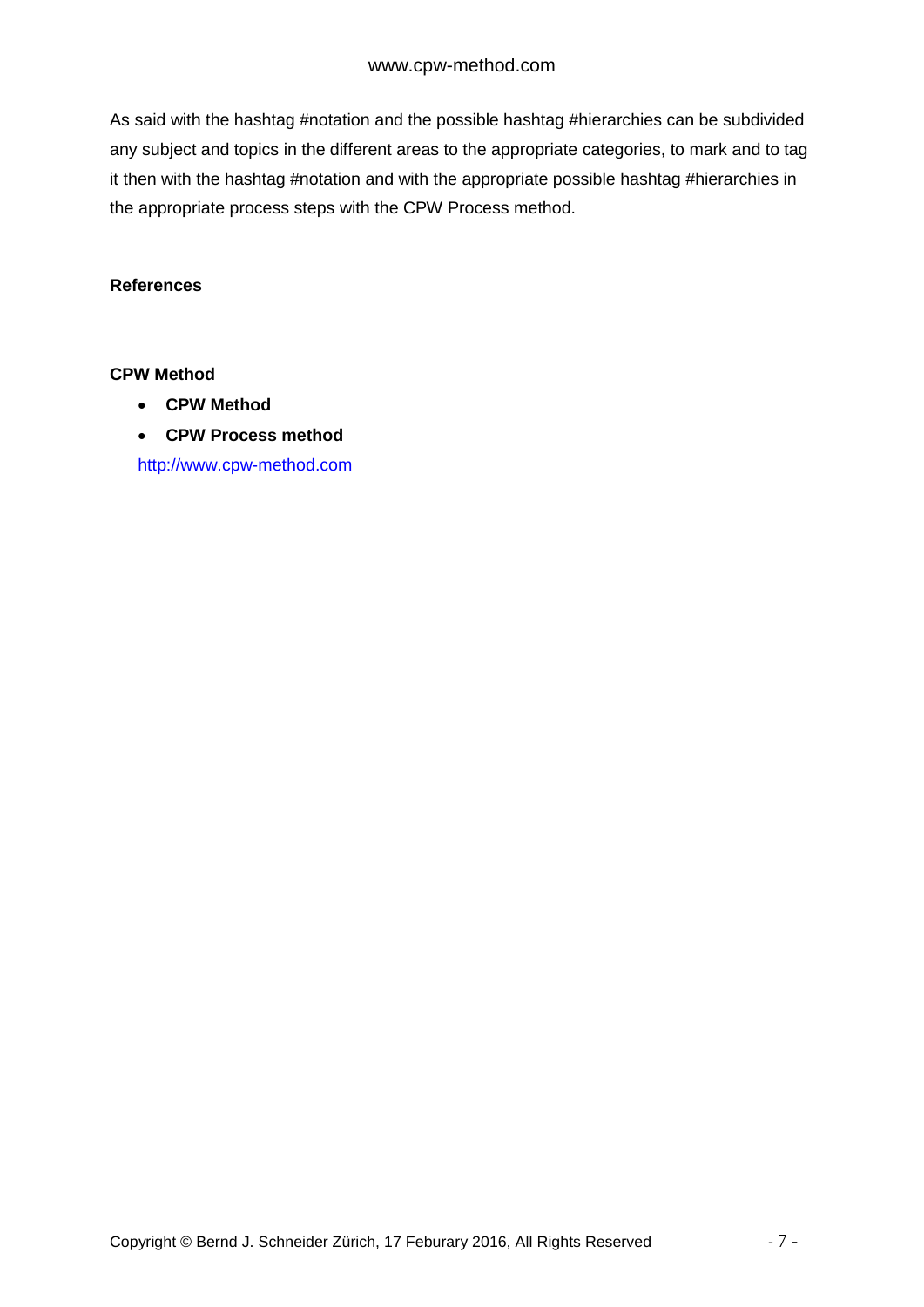As said with the hashtag #notation and the possible hashtag #hierarchies can be subdivided any subject and topics in the different areas to the appropriate categories, to mark and to tag it then with the hashtag #notation and with the appropriate possible hashtag #hierarchies in the appropriate process steps with the CPW Process method.

## References

### CPW Method

- **CPW Method**
- **CPW Process method**

http://www.cpw-method.com

Copyright © Bernd J. Schneider Zürich, 17 Feburary 2016, All Rights Reserved